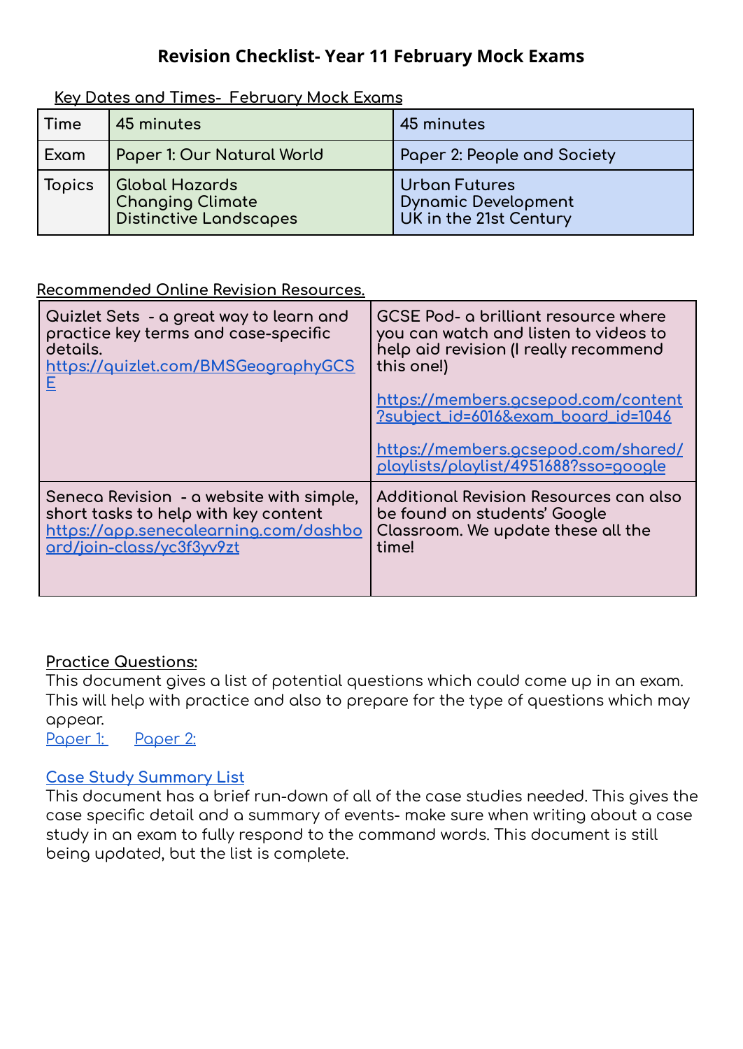# Revision Checklist- Year 11 February Mock Exams

Key Dates and Times- February Mock Exams

| Time | 45 minutes | 45 minutes |
|---|---|---|
| Exam | Paper 1: Our Natural World | Paper 2: People and Society |
| Topics | Global Hazards<br>Changing Climate<br>Distinctive Landscapes | Urban Futures<br>Dynamic Development<br>UK in the 21st Century |

Recommended Online Revision Resources.

| | |
|---|---|
| Quizlet Sets - a great way to learn and practice key terms and case-specific details.<br>https://quizlet.com/BMSGeographyGCSE | GCSE Pod- a brilliant resource where you can watch and listen to videos to help aid revision (I really recommend this one!)<br><br>https://members.gcsepod.com/content?subject_id=6016&exam_board_id=1046<br><br>https://members.gcsepod.com/shared/playlists/playlist/4951688?sso=google |
| Seneca Revision - a website with simple, short tasks to help with key content<br>https://app.senecalearning.com/dashboard/join-class/yc3f3yv9zt | Additional Revision Resources can also be found on students' Google Classroom. We update these all the time! |

**Practice Questions:**

This document gives a list of potential questions which could come up in an exam. This will help with practice and also to prepare for the type of questions which may appear.

Paper 1: Paper 2:

Case Study Summary List

This document has a brief run-down of all of the case studies needed. This gives the case specific detail and a summary of events- make sure when writing about a case study in an exam to fully respond to the command words. This document is still being updated, but the list is complete.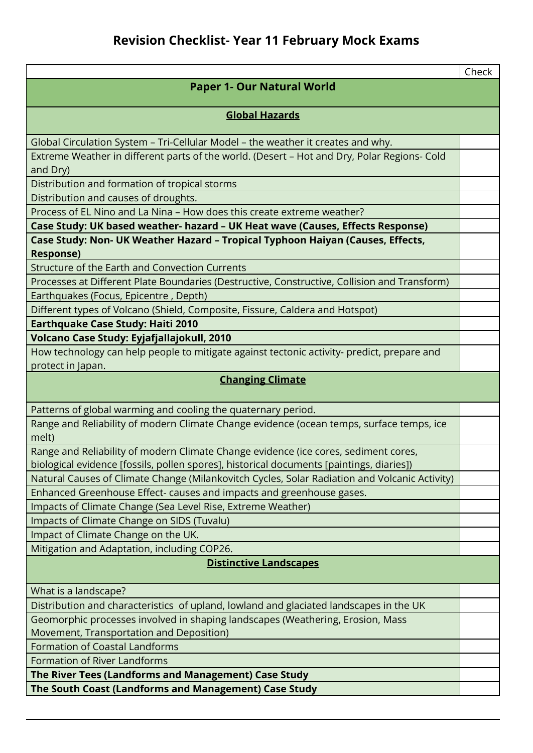# Revision Checklist- Year 11 February Mock Exams

| | Check |
|---|---|
| **Paper 1- Our Natural World** | |
| **Global Hazards** | |
| Global Circulation System – Tri-Cellular Model – the weather it creates and why. | |
| Extreme Weather in different parts of the world. (Desert – Hot and Dry, Polar Regions- Cold and Dry) | |
| Distribution and formation of tropical storms | |
| Distribution and causes of droughts. | |
| Process of EL Nino and La Nina – How does this create extreme weather? | |
| **Case Study: UK based weather- hazard – UK Heat wave (Causes, Effects Response)** | |
| **Case Study: Non- UK Weather Hazard – Tropical Typhoon Haiyan (Causes, Effects, Response)** | |
| Structure of the Earth and Convection Currents | |
| Processes at Different Plate Boundaries (Destructive, Constructive, Collision and Transform) | |
| Earthquakes (Focus, Epicentre , Depth) | |
| Different types of Volcano (Shield, Composite, Fissure, Caldera and Hotspot) | |
| **Earthquake Case Study: Haiti 2010** | |
| **Volcano Case Study: Eyjafjallajokull, 2010** | |
| How technology can help people to mitigate against tectonic activity- predict, prepare and protect in Japan. | |
| **Changing Climate** | |
| Patterns of global warming and cooling the quaternary period. | |
| Range and Reliability of modern Climate Change evidence (ocean temps, surface temps, ice melt) | |
| Range and Reliability of modern Climate Change evidence (ice cores, sediment cores, biological evidence [fossils, pollen spores], historical documents [paintings, diaries]) | |
| Natural Causes of Climate Change (Milankovitch Cycles, Solar Radiation and Volcanic Activity) | |
| Enhanced Greenhouse Effect- causes and impacts and greenhouse gases. | |
| Impacts of Climate Change (Sea Level Rise, Extreme Weather) | |
| Impacts of Climate Change on SIDS (Tuvalu) | |
| Impact of Climate Change on the UK. | |
| Mitigation and Adaptation, including COP26. | |
| **Distinctive Landscapes** | |
| What is a landscape? | |
| Distribution and characteristics of upland, lowland and glaciated landscapes in the UK | |
| Geomorphic processes involved in shaping landscapes (Weathering, Erosion, Mass Movement, Transportation and Deposition) | |
| Formation of Coastal Landforms | |
| Formation of River Landforms | |
| **The River Tees (Landforms and Management) Case Study** | |
| **The South Coast (Landforms and Management) Case Study** | |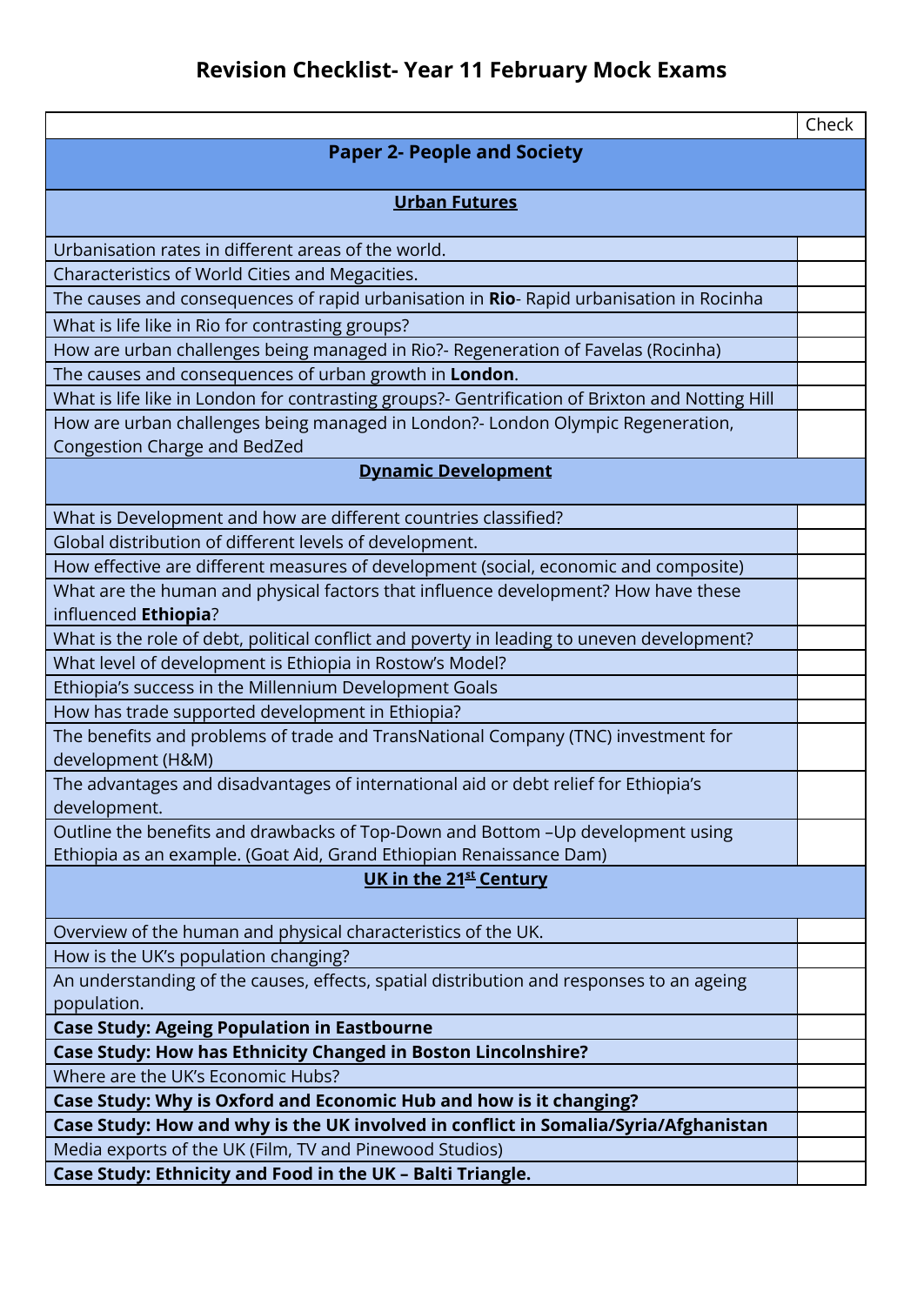# Revision Checklist- Year 11 February Mock Exams

| | Check |
|---|---|
| **Paper 2- People and Society** | |
| **<u>Urban Futures</u>** | |
| Urbanisation rates in different areas of the world. | |
| Characteristics of World Cities and Megacities. | |
| The causes and consequences of rapid urbanisation in **Rio**- Rapid urbanisation in Rocinha | |
| What is life like in Rio for contrasting groups? | |
| How are urban challenges being managed in Rio?- Regeneration of Favelas (Rocinha) | |
| The causes and consequences of urban growth in **London**. | |
| What is life like in London for contrasting groups?- Gentrification of Brixton and Notting Hill | |
| How are urban challenges being managed in London?- London Olympic Regeneration, Congestion Charge and BedZed | |
| **<u>Dynamic Development</u>** | |
| What is Development and how are different countries classified? | |
| Global distribution of different levels of development. | |
| How effective are different measures of development (social, economic and composite) | |
| What are the human and physical factors that influence development? How have these influenced **Ethiopia**? | |
| What is the role of debt, political conflict and poverty in leading to uneven development? | |
| What level of development is Ethiopia in Rostow's Model? | |
| Ethiopia's success in the Millennium Development Goals | |
| How has trade supported development in Ethiopia? | |
| The benefits and problems of trade and TransNational Company (TNC) investment for development (H&M) | |
| The advantages and disadvantages of international aid or debt relief for Ethiopia's development. | |
| Outline the benefits and drawbacks of Top-Down and Bottom –Up development using Ethiopia as an example. (Goat Aid, Grand Ethiopian Renaissance Dam) | |
| **<u>UK in the 21st Century</u>** | |
| Overview of the human and physical characteristics of the UK. | |
| How is the UK's population changing? | |
| An understanding of the causes, effects, spatial distribution and responses to an ageing population. | |
| **Case Study: Ageing Population in Eastbourne** | |
| **Case Study: How has Ethnicity Changed in Boston Lincolnshire?** | |
| Where are the UK's Economic Hubs? | |
| **Case Study: Why is Oxford and Economic Hub and how is it changing?** | |
| **Case Study: How and why is the UK involved in conflict in Somalia/Syria/Afghanistan** | |
| Media exports of the UK (Film, TV and Pinewood Studios) | |
| **Case Study: Ethnicity and Food in the UK – Balti Triangle.** | |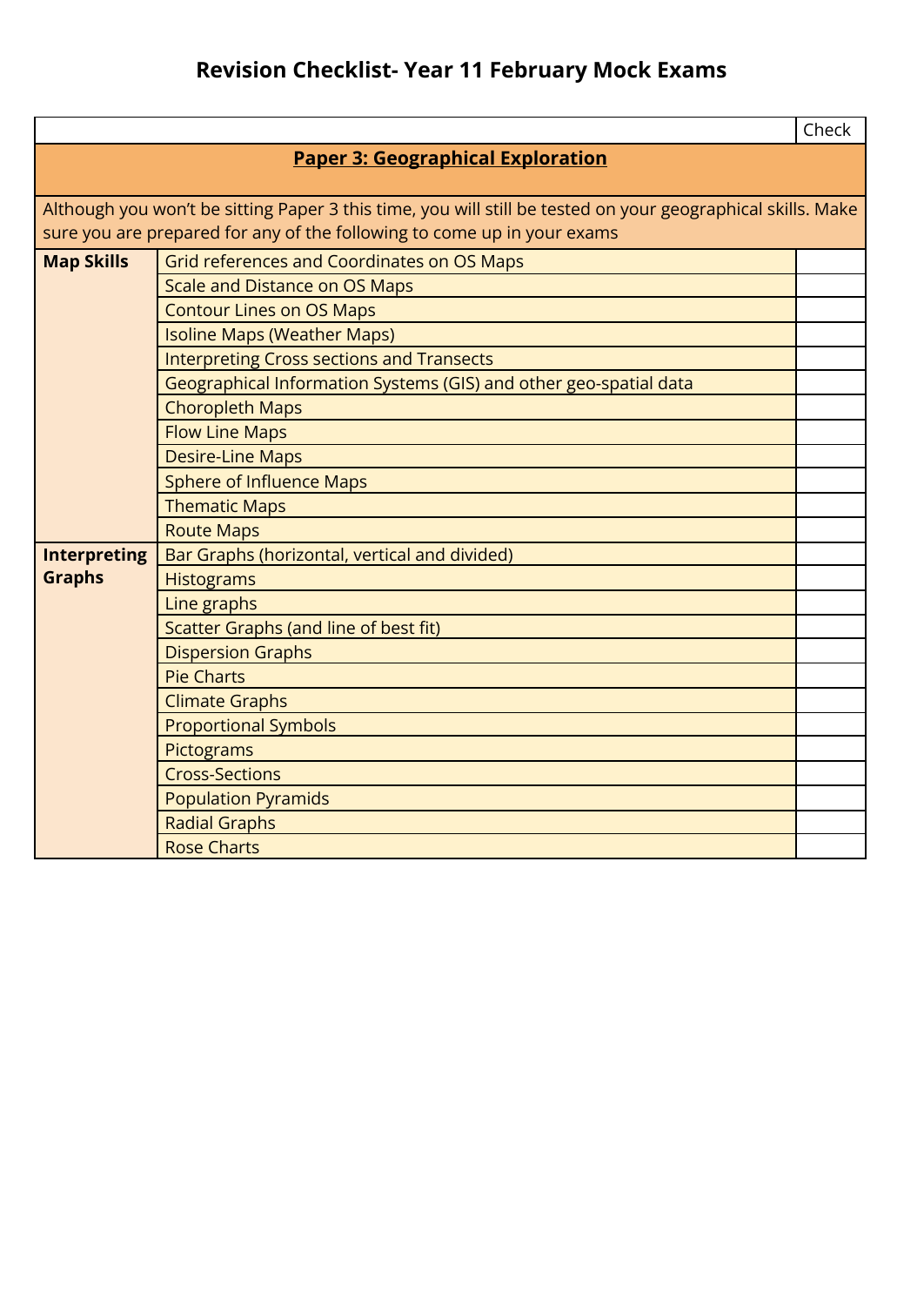# Revision Checklist- Year 11 February Mock Exams

| | | Check |
|---|---|---|
| **Paper 3: Geographical Exploration** | | |
| Although you won't be sitting Paper 3 this time, you will still be tested on your geographical skills. Make sure you are prepared for any of the following to come up in your exams | | |
| **Map Skills** | Grid references and Coordinates on OS Maps | |
| | Scale and Distance on OS Maps | |
| | Contour Lines on OS Maps | |
| | Isoline Maps (Weather Maps) | |
| | Interpreting Cross sections and Transects | |
| | Geographical Information Systems (GIS) and other geo-spatial data | |
| | Choropleth Maps | |
| | Flow Line Maps | |
| | Desire-Line Maps | |
| | Sphere of Influence Maps | |
| | Thematic Maps | |
| | Route Maps | |
| **Interpreting Graphs** | Bar Graphs (horizontal, vertical and divided) | |
| | Histograms | |
| | Line graphs | |
| | Scatter Graphs (and line of best fit) | |
| | Dispersion Graphs | |
| | Pie Charts | |
| | Climate Graphs | |
| | Proportional Symbols | |
| | Pictograms | |
| | Cross-Sections | |
| | Population Pyramids | |
| | Radial Graphs | |
| | Rose Charts | |